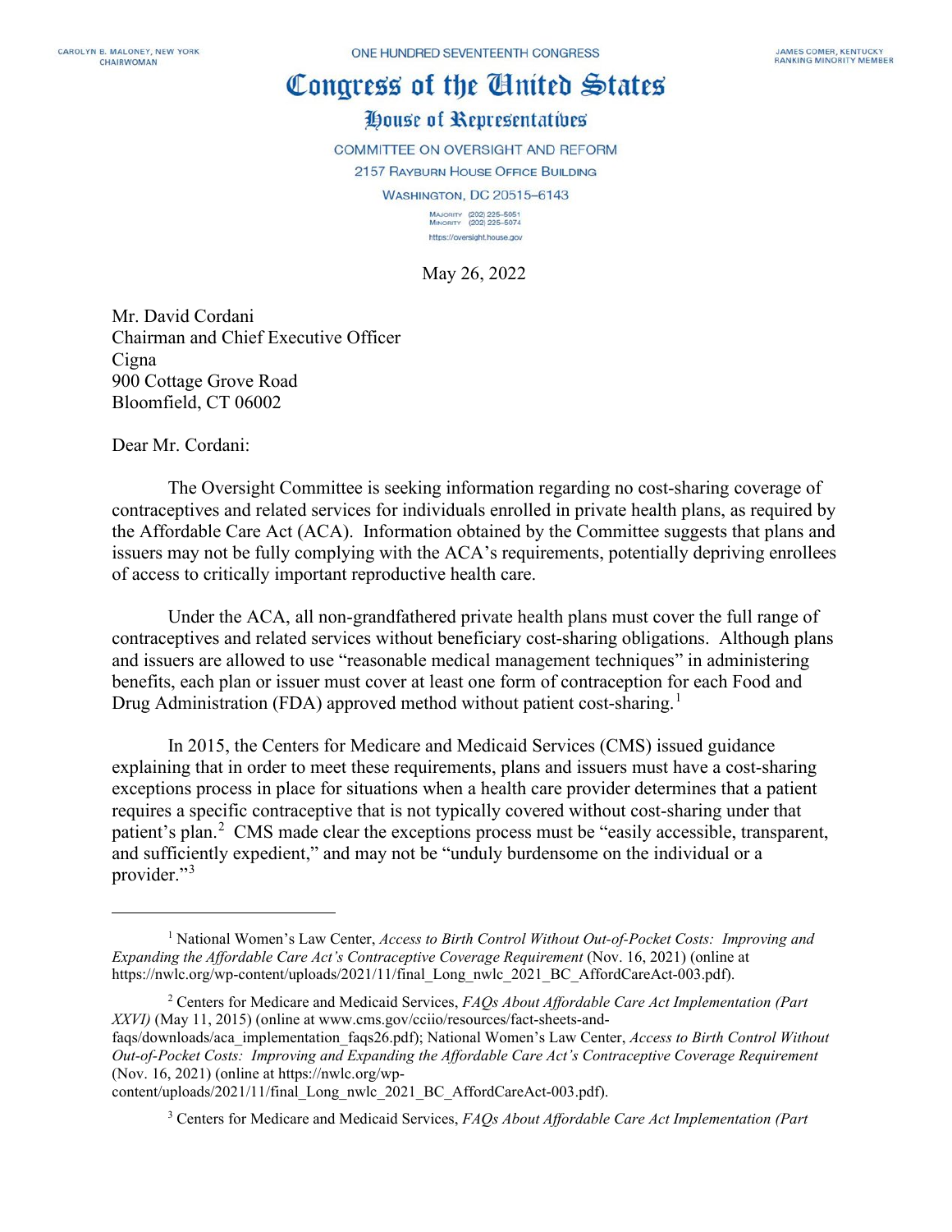CAROLYN B. MALONEY, NEW YORK
CHAIRWOMAN

ONE HUNDRED SEVENTEENTH CONGRESS

JAMES COMER, KENTUCKY
RANKING MINORITY MEMBER

# Congress of the United States

## House of Representatives

COMMITTEE ON OVERSIGHT AND REFORM
2157 RAYBURN HOUSE OFFICE BUILDING
WASHINGTON, DC 20515–6143

MAJORITY (202) 225–5051
MINORITY (202) 225–5074
https://oversight.house.gov

May 26, 2022

Mr. David Cordani
Chairman and Chief Executive Officer
Cigna
900 Cottage Grove Road
Bloomfield, CT 06002

Dear Mr. Cordani:

The Oversight Committee is seeking information regarding no cost-sharing coverage of contraceptives and related services for individuals enrolled in private health plans, as required by the Affordable Care Act (ACA). Information obtained by the Committee suggests that plans and issuers may not be fully complying with the ACA's requirements, potentially depriving enrollees of access to critically important reproductive health care.

Under the ACA, all non-grandfathered private health plans must cover the full range of contraceptives and related services without beneficiary cost-sharing obligations. Although plans and issuers are allowed to use "reasonable medical management techniques" in administering benefits, each plan or issuer must cover at least one form of contraception for each Food and Drug Administration (FDA) approved method without patient cost-sharing.[1]

In 2015, the Centers for Medicare and Medicaid Services (CMS) issued guidance explaining that in order to meet these requirements, plans and issuers must have a cost-sharing exceptions process in place for situations when a health care provider determines that a patient requires a specific contraceptive that is not typically covered without cost-sharing under that patient's plan.[2] CMS made clear the exceptions process must be "easily accessible, transparent, and sufficiently expedient," and may not be "unduly burdensome on the individual or a provider."[3]

---

[1] National Women's Law Center, *Access to Birth Control Without Out-of-Pocket Costs: Improving and Expanding the Affordable Care Act's Contraceptive Coverage Requirement* (Nov. 16, 2021) (online at https://nwlc.org/wp-content/uploads/2021/11/final_Long_nwlc_2021_BC_AffordCareAct-003.pdf).

[2] Centers for Medicare and Medicaid Services, *FAQs About Affordable Care Act Implementation (Part XXVI)* (May 11, 2015) (online at www.cms.gov/cciio/resources/fact-sheets-and-faqs/downloads/aca_implementation_faqs26.pdf); National Women's Law Center, *Access to Birth Control Without Out-of-Pocket Costs: Improving and Expanding the Affordable Care Act's Contraceptive Coverage Requirement* (Nov. 16, 2021) (online at https://nwlc.org/wp-content/uploads/2021/11/final_Long_nwlc_2021_BC_AffordCareAct-003.pdf).

[3] Centers for Medicare and Medicaid Services, *FAQs About Affordable Care Act Implementation (Part*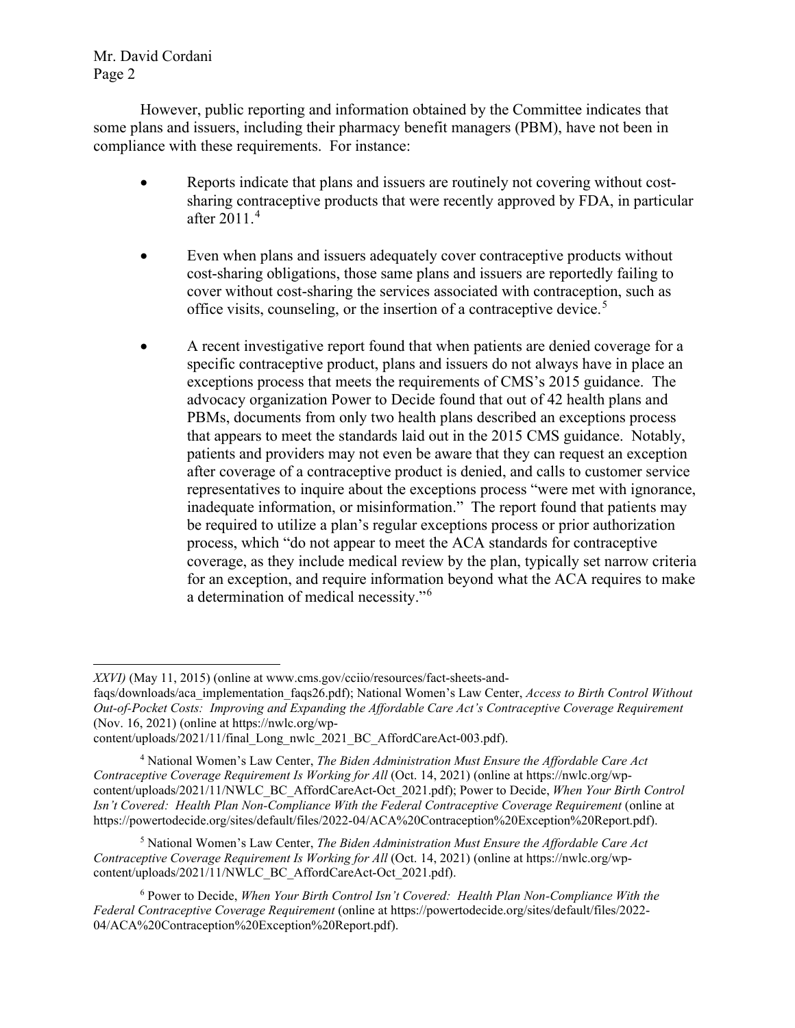However, public reporting and information obtained by the Committee indicates that some plans and issuers, including their pharmacy benefit managers (PBM), have not been in compliance with these requirements. For instance:

- Reports indicate that plans and issuers are routinely not covering without cost-sharing contraceptive products that were recently approved by FDA, in particular after 2011.[4]

- Even when plans and issuers adequately cover contraceptive products without cost-sharing obligations, those same plans and issuers are reportedly failing to cover without cost-sharing the services associated with contraception, such as office visits, counseling, or the insertion of a contraceptive device.[5]

- A recent investigative report found that when patients are denied coverage for a specific contraceptive product, plans and issuers do not always have in place an exceptions process that meets the requirements of CMS's 2015 guidance. The advocacy organization Power to Decide found that out of 42 health plans and PBMs, documents from only two health plans described an exceptions process that appears to meet the standards laid out in the 2015 CMS guidance. Notably, patients and providers may not even be aware that they can request an exception after coverage of a contraceptive product is denied, and calls to customer service representatives to inquire about the exceptions process "were met with ignorance, inadequate information, or misinformation." The report found that patients may be required to utilize a plan's regular exceptions process or prior authorization process, which "do not appear to meet the ACA standards for contraceptive coverage, as they include medical review by the plan, typically set narrow criteria for an exception, and require information beyond what the ACA requires to make a determination of medical necessity."[6]

---

*XXVI)* (May 11, 2015) (online at www.cms.gov/cciio/resources/fact-sheets-and-faqs/downloads/aca_implementation_faqs26.pdf); National Women's Law Center, *Access to Birth Control Without Out-of-Pocket Costs: Improving and Expanding the Affordable Care Act's Contraceptive Coverage Requirement* (Nov. 16, 2021) (online at https://nwlc.org/wp-content/uploads/2021/11/final_Long_nwlc_2021_BC_AffordCareAct-003.pdf).

[4] National Women's Law Center, *The Biden Administration Must Ensure the Affordable Care Act Contraceptive Coverage Requirement Is Working for All* (Oct. 14, 2021) (online at https://nwlc.org/wp-content/uploads/2021/11/NWLC_BC_AffordCareAct-Oct_2021.pdf); Power to Decide, *When Your Birth Control Isn't Covered: Health Plan Non-Compliance With the Federal Contraceptive Coverage Requirement* (online at https://powertodecide.org/sites/default/files/2022-04/ACA%20Contraception%20Exception%20Report.pdf).

[5] National Women's Law Center, *The Biden Administration Must Ensure the Affordable Care Act Contraceptive Coverage Requirement Is Working for All* (Oct. 14, 2021) (online at https://nwlc.org/wp-content/uploads/2021/11/NWLC_BC_AffordCareAct-Oct_2021.pdf).

[6] Power to Decide, *When Your Birth Control Isn't Covered: Health Plan Non-Compliance With the Federal Contraceptive Coverage Requirement* (online at https://powertodecide.org/sites/default/files/2022-04/ACA%20Contraception%20Exception%20Report.pdf).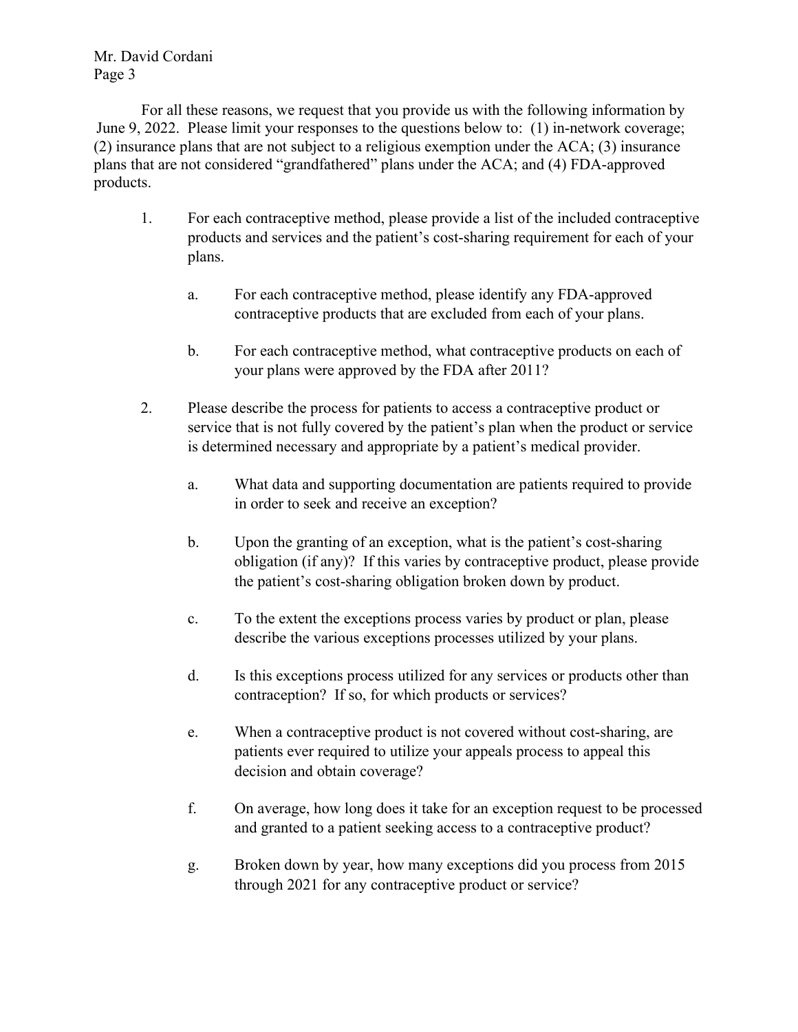For all these reasons, we request that you provide us with the following information by June 9, 2022. Please limit your responses to the questions below to: (1) in-network coverage; (2) insurance plans that are not subject to a religious exemption under the ACA; (3) insurance plans that are not considered "grandfathered" plans under the ACA; and (4) FDA-approved products.

1. For each contraceptive method, please provide a list of the included contraceptive products and services and the patient's cost-sharing requirement for each of your plans.

   a. For each contraceptive method, please identify any FDA-approved contraceptive products that are excluded from each of your plans.

   b. For each contraceptive method, what contraceptive products on each of your plans were approved by the FDA after 2011?

2. Please describe the process for patients to access a contraceptive product or service that is not fully covered by the patient's plan when the product or service is determined necessary and appropriate by a patient's medical provider.

   a. What data and supporting documentation are patients required to provide in order to seek and receive an exception?

   b. Upon the granting of an exception, what is the patient's cost-sharing obligation (if any)? If this varies by contraceptive product, please provide the patient's cost-sharing obligation broken down by product.

   c. To the extent the exceptions process varies by product or plan, please describe the various exceptions processes utilized by your plans.

   d. Is this exceptions process utilized for any services or products other than contraception? If so, for which products or services?

   e. When a contraceptive product is not covered without cost-sharing, are patients ever required to utilize your appeals process to appeal this decision and obtain coverage?

   f. On average, how long does it take for an exception request to be processed and granted to a patient seeking access to a contraceptive product?

   g. Broken down by year, how many exceptions did you process from 2015 through 2021 for any contraceptive product or service?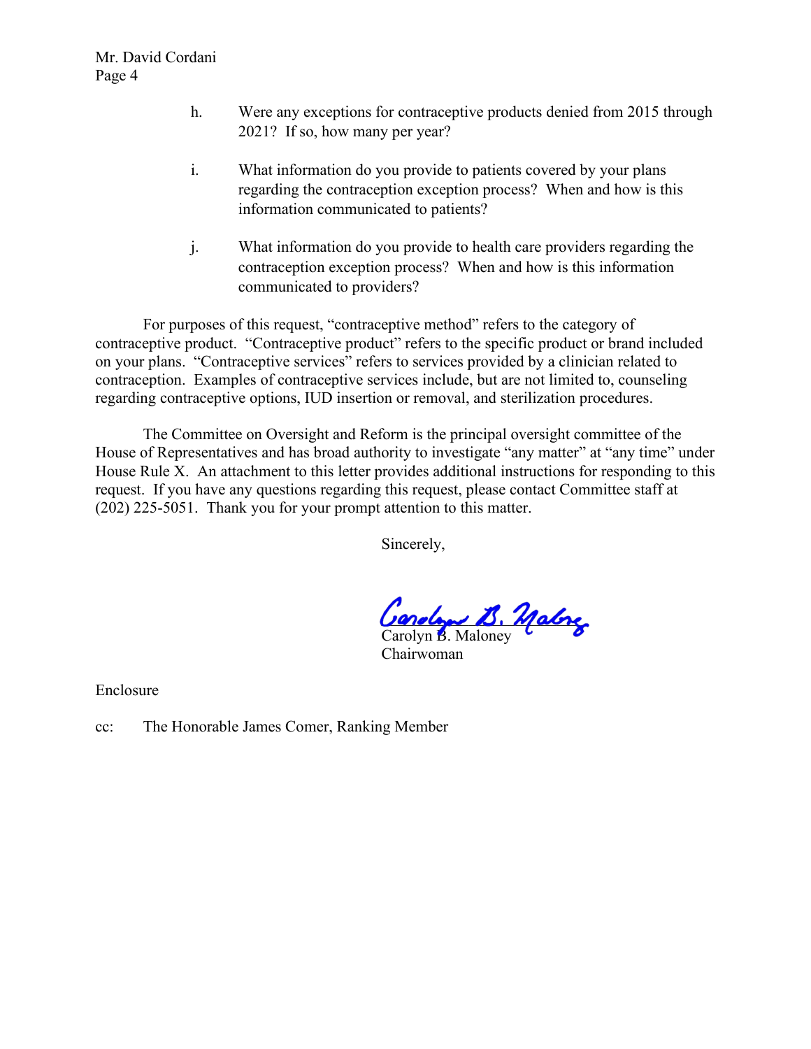h. Were any exceptions for contraceptive products denied from 2015 through 2021? If so, how many per year?

i. What information do you provide to patients covered by your plans regarding the contraception exception process? When and how is this information communicated to patients?

j. What information do you provide to health care providers regarding the contraception exception process? When and how is this information communicated to providers?

For purposes of this request, "contraceptive method" refers to the category of contraceptive product. "Contraceptive product" refers to the specific product or brand included on your plans. "Contraceptive services" refers to services provided by a clinician related to contraception. Examples of contraceptive services include, but are not limited to, counseling regarding contraceptive options, IUD insertion or removal, and sterilization procedures.

The Committee on Oversight and Reform is the principal oversight committee of the House of Representatives and has broad authority to investigate "any matter" at "any time" under House Rule X. An attachment to this letter provides additional instructions for responding to this request. If you have any questions regarding this request, please contact Committee staff at (202) 225-5051. Thank you for your prompt attention to this matter.

Sincerely,

Carolyn B. Maloney
Chairwoman

Enclosure

cc: The Honorable James Comer, Ranking Member